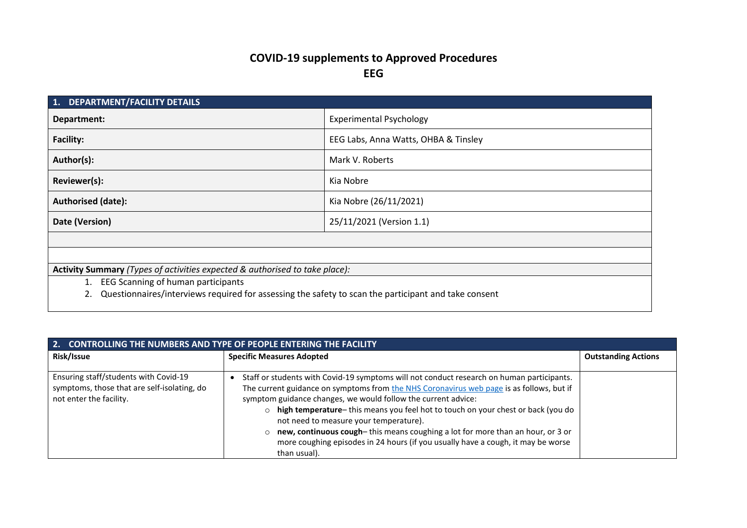# COVID-19 supplements to Approved Procedures

## EEG

| 1. DEPARTMENT/FACILITY DETAILS | |
|---|---|
| **Department:** | Experimental Psychology |
| **Facility:** | EEG Labs, Anna Watts, OHBA & Tinsley |
| **Author(s):** | Mark V. Roberts |
| **Reviewer(s):** | Kia Nobre |
| **Authorised (date):** | Kia Nobre (26/11/2021) |
| **Date (Version)** | 25/11/2021 (Version 1.1) |
| | |
| | |
| **Activity Summary** *(Types of activities expected & authorised to take place):* | |
| 1. EEG Scanning of human participants<br>2. Questionnaires/interviews required for assessing the safety to scan the participant and take consent | |

| 2. CONTROLLING THE NUMBERS AND TYPE OF PEOPLE ENTERING THE FACILITY | | |
|---|---|---|
| **Risk/Issue** | **Specific Measures Adopted** | **Outstanding Actions** |
| Ensuring staff/students with Covid-19 symptoms, those that are self-isolating, do not enter the facility. | • Staff or students with Covid-19 symptoms will not conduct research on human participants. The current guidance on symptoms from [the NHS Coronavirus web page]() is as follows, but if symptom guidance changes, we would follow the current advice:<br>○ **high temperature**– this means you feel hot to touch on your chest or back (you do not need to measure your temperature).<br>○ **new, continuous cough**– this means coughing a lot for more than an hour, or 3 or more coughing episodes in 24 hours (if you usually have a cough, it may be worse than usual). | |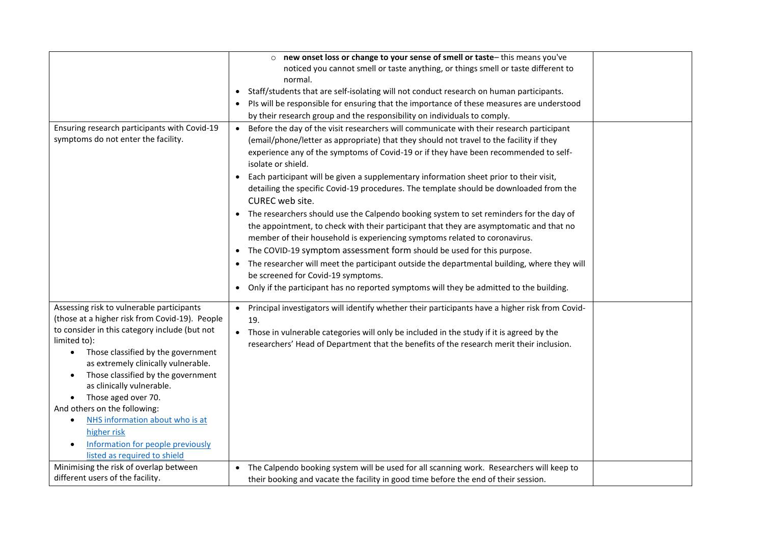| | | |
|---|---|---|
| | ◦ **new onset loss or change to your sense of smell or taste**– this means you've noticed you cannot smell or taste anything, or things smell or taste different to normal.<br>• Staff/students that are self-isolating will not conduct research on human participants.<br>• PIs will be responsible for ensuring that the importance of these measures are understood by their research group and the responsibility on individuals to comply. | |
| Ensuring research participants with Covid-19 symptoms do not enter the facility. | • Before the day of the visit researchers will communicate with their research participant (email/phone/letter as appropriate) that they should not travel to the facility if they experience any of the symptoms of Covid-19 or if they have been recommended to self-isolate or shield.<br>• Each participant will be given a supplementary information sheet prior to their visit, detailing the specific Covid-19 procedures. The template should be downloaded from the CUREC web site.<br>• The researchers should use the Calpendo booking system to set reminders for the day of the appointment, to check with their participant that they are asymptomatic and that no member of their household is experiencing symptoms related to coronavirus.<br>• The COVID-19 symptom assessment form should be used for this purpose.<br>• The researcher will meet the participant outside the departmental building, where they will be screened for Covid-19 symptoms.<br>• Only if the participant has no reported symptoms will they be admitted to the building. | |
| Assessing risk to vulnerable participants (those at a higher risk from Covid-19). People to consider in this category include (but not limited to):<br>• Those classified by the government as extremely clinically vulnerable.<br>• Those classified by the government as clinically vulnerable.<br>• Those aged over 70.<br>And others on the following:<br>• NHS information about who is at higher risk<br>• Information for people previously listed as required to shield | • Principal investigators will identify whether their participants have a higher risk from Covid-19.<br>• Those in vulnerable categories will only be included in the study if it is agreed by the researchers' Head of Department that the benefits of the research merit their inclusion. | |
| Minimising the risk of overlap between different users of the facility. | • The Calpendo booking system will be used for all scanning work. Researchers will keep to their booking and vacate the facility in good time before the end of their session. | |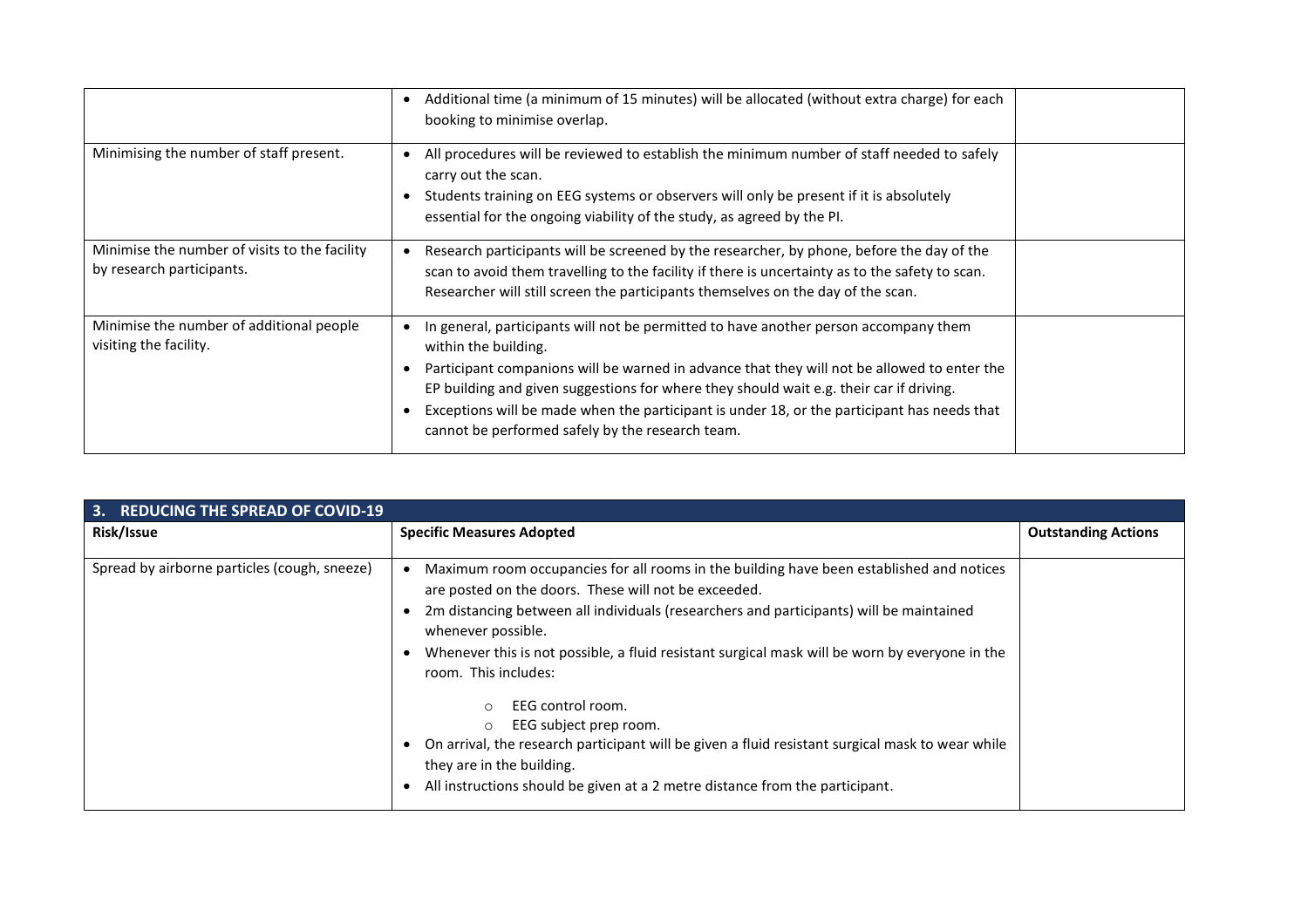| | | |
|---|---|---|
| | • Additional time (a minimum of 15 minutes) will be allocated (without extra charge) for each booking to minimise overlap. | |
| Minimising the number of staff present. | • All procedures will be reviewed to establish the minimum number of staff needed to safely carry out the scan.<br>• Students training on EEG systems or observers will only be present if it is absolutely essential for the ongoing viability of the study, as agreed by the PI. | |
| Minimise the number of visits to the facility by research participants. | • Research participants will be screened by the researcher, by phone, before the day of the scan to avoid them travelling to the facility if there is uncertainty as to the safety to scan. Researcher will still screen the participants themselves on the day of the scan. | |
| Minimise the number of additional people visiting the facility. | • In general, participants will not be permitted to have another person accompany them within the building.<br>• Participant companions will be warned in advance that they will not be allowed to enter the EP building and given suggestions for where they should wait e.g. their car if driving.<br>• Exceptions will be made when the participant is under 18, or the participant has needs that cannot be performed safely by the research team. | |

## 3. REDUCING THE SPREAD OF COVID-19

| Risk/Issue | Specific Measures Adopted | Outstanding Actions |
|---|---|---|
| Spread by airborne particles (cough, sneeze) | • Maximum room occupancies for all rooms in the building have been established and notices are posted on the doors. These will not be exceeded.<br>• 2m distancing between all individuals (researchers and participants) will be maintained whenever possible.<br>• Whenever this is not possible, a fluid resistant surgical mask will be worn by everyone in the room. This includes:<br>&nbsp;&nbsp;&nbsp;&nbsp;○ EEG control room.<br>&nbsp;&nbsp;&nbsp;&nbsp;○ EEG subject prep room.<br>• On arrival, the research participant will be given a fluid resistant surgical mask to wear while they are in the building.<br>• All instructions should be given at a 2 metre distance from the participant. | |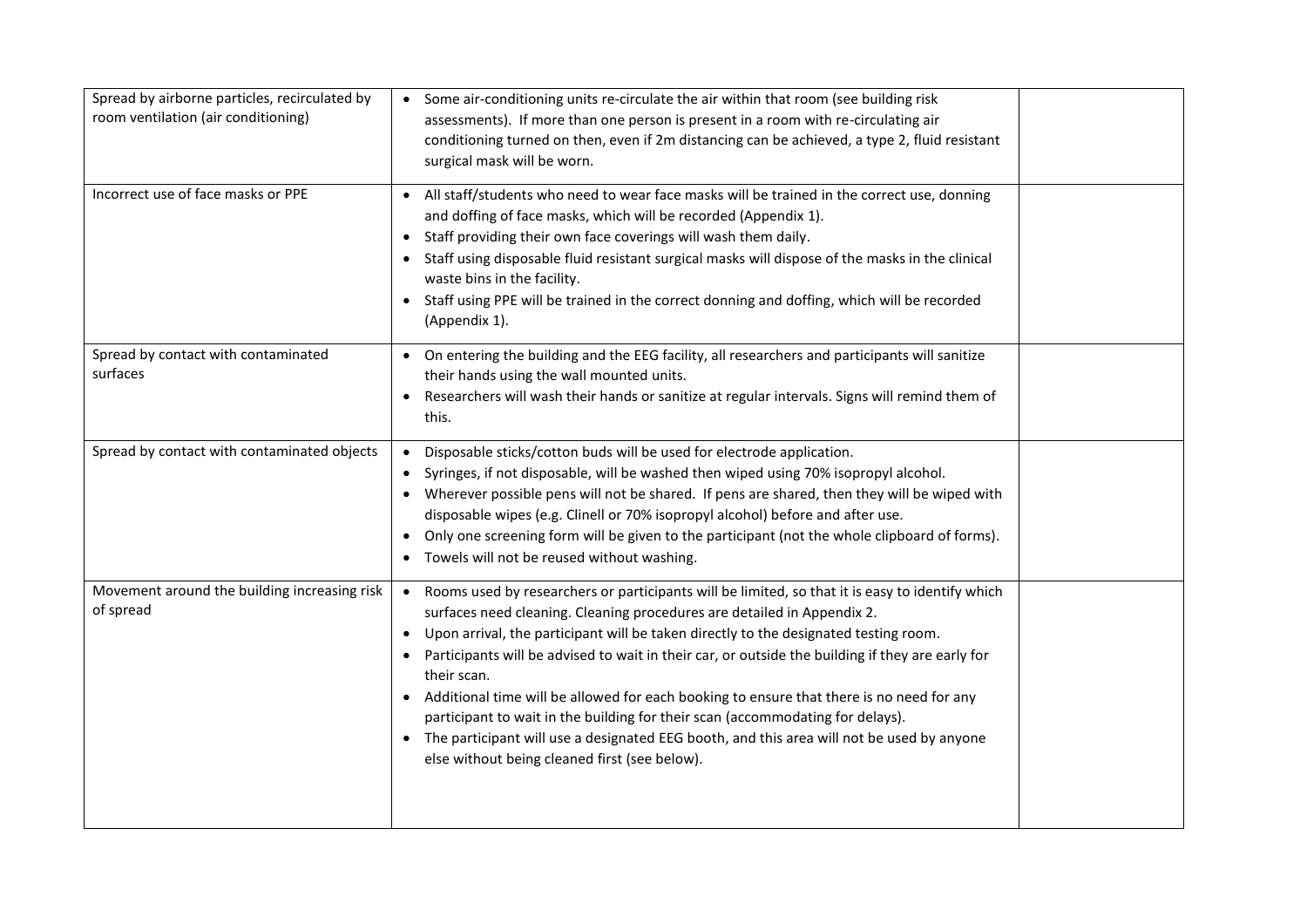| | | |
|---|---|---|
| Spread by airborne particles, recirculated by room ventilation (air conditioning) | • Some air-conditioning units re-circulate the air within that room (see building risk assessments). If more than one person is present in a room with re-circulating air conditioning turned on then, even if 2m distancing can be achieved, a type 2, fluid resistant surgical mask will be worn. | |
| Incorrect use of face masks or PPE | • All staff/students who need to wear face masks will be trained in the correct use, donning and doffing of face masks, which will be recorded (Appendix 1).<br>• Staff providing their own face coverings will wash them daily.<br>• Staff using disposable fluid resistant surgical masks will dispose of the masks in the clinical waste bins in the facility.<br>• Staff using PPE will be trained in the correct donning and doffing, which will be recorded (Appendix 1). | |
| Spread by contact with contaminated surfaces | • On entering the building and the EEG facility, all researchers and participants will sanitize their hands using the wall mounted units.<br>• Researchers will wash their hands or sanitize at regular intervals. Signs will remind them of this. | |
| Spread by contact with contaminated objects | • Disposable sticks/cotton buds will be used for electrode application.<br>• Syringes, if not disposable, will be washed then wiped using 70% isopropyl alcohol.<br>• Wherever possible pens will not be shared. If pens are shared, then they will be wiped with disposable wipes (e.g. Clinell or 70% isopropyl alcohol) before and after use.<br>• Only one screening form will be given to the participant (not the whole clipboard of forms).<br>• Towels will not be reused without washing. | |
| Movement around the building increasing risk of spread | • Rooms used by researchers or participants will be limited, so that it is easy to identify which surfaces need cleaning. Cleaning procedures are detailed in Appendix 2.<br>• Upon arrival, the participant will be taken directly to the designated testing room.<br>• Participants will be advised to wait in their car, or outside the building if they are early for their scan.<br>• Additional time will be allowed for each booking to ensure that there is no need for any participant to wait in the building for their scan (accommodating for delays).<br>• The participant will use a designated EEG booth, and this area will not be used by anyone else without being cleaned first (see below). | |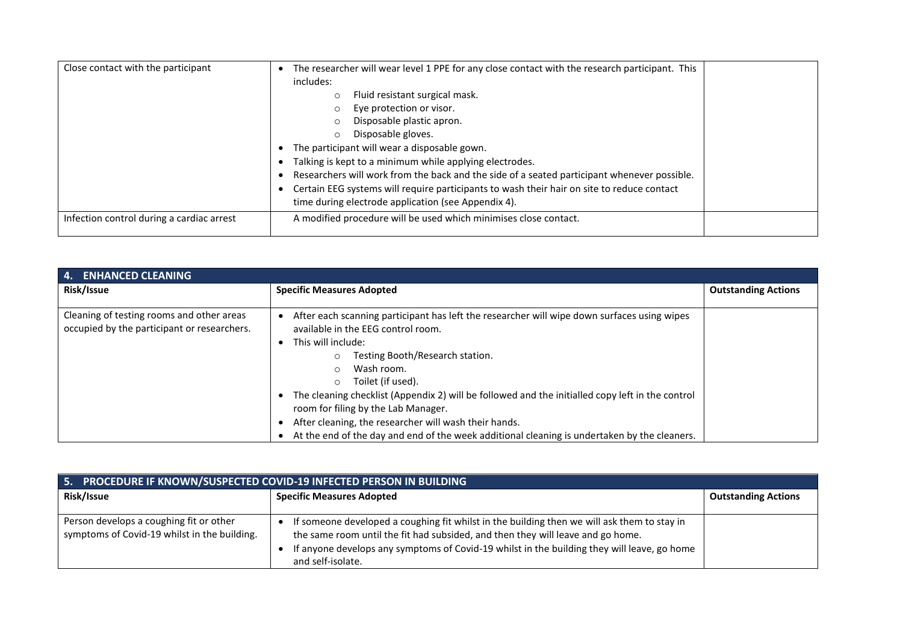| | | |
|---|---|---|
| Close contact with the participant | • The researcher will wear level 1 PPE for any close contact with the research participant. This includes:<br>  ○ Fluid resistant surgical mask.<br>  ○ Eye protection or visor.<br>  ○ Disposable plastic apron.<br>  ○ Disposable gloves.<br>• The participant will wear a disposable gown.<br>• Talking is kept to a minimum while applying electrodes.<br>• Researchers will work from the back and the side of a seated participant whenever possible.<br>• Certain EEG systems will require participants to wash their hair on site to reduce contact time during electrode application (see Appendix 4). | |
| Infection control during a cardiac arrest | A modified procedure will be used which minimises close contact. | |

| 4. ENHANCED CLEANING | | |
|---|---|---|
| **Risk/Issue** | **Specific Measures Adopted** | **Outstanding Actions** |
| Cleaning of testing rooms and other areas occupied by the participant or researchers. | • After each scanning participant has left the researcher will wipe down surfaces using wipes available in the EEG control room.<br>• This will include:<br>  ○ Testing Booth/Research station.<br>  ○ Wash room.<br>  ○ Toilet (if used).<br>• The cleaning checklist (Appendix 2) will be followed and the initialled copy left in the control room for filing by the Lab Manager.<br>• After cleaning, the researcher will wash their hands.<br>• At the end of the day and end of the week additional cleaning is undertaken by the cleaners. | |

| 5. PROCEDURE IF KNOWN/SUSPECTED COVID-19 INFECTED PERSON IN BUILDING | | |
|---|---|---|
| **Risk/Issue** | **Specific Measures Adopted** | **Outstanding Actions** |
| Person develops a coughing fit or other symptoms of Covid-19 whilst in the building. | • If someone developed a coughing fit whilst in the building then we will ask them to stay in the same room until the fit had subsided, and then they will leave and go home.<br>• If anyone develops any symptoms of Covid-19 whilst in the building they will leave, go home and self-isolate. | |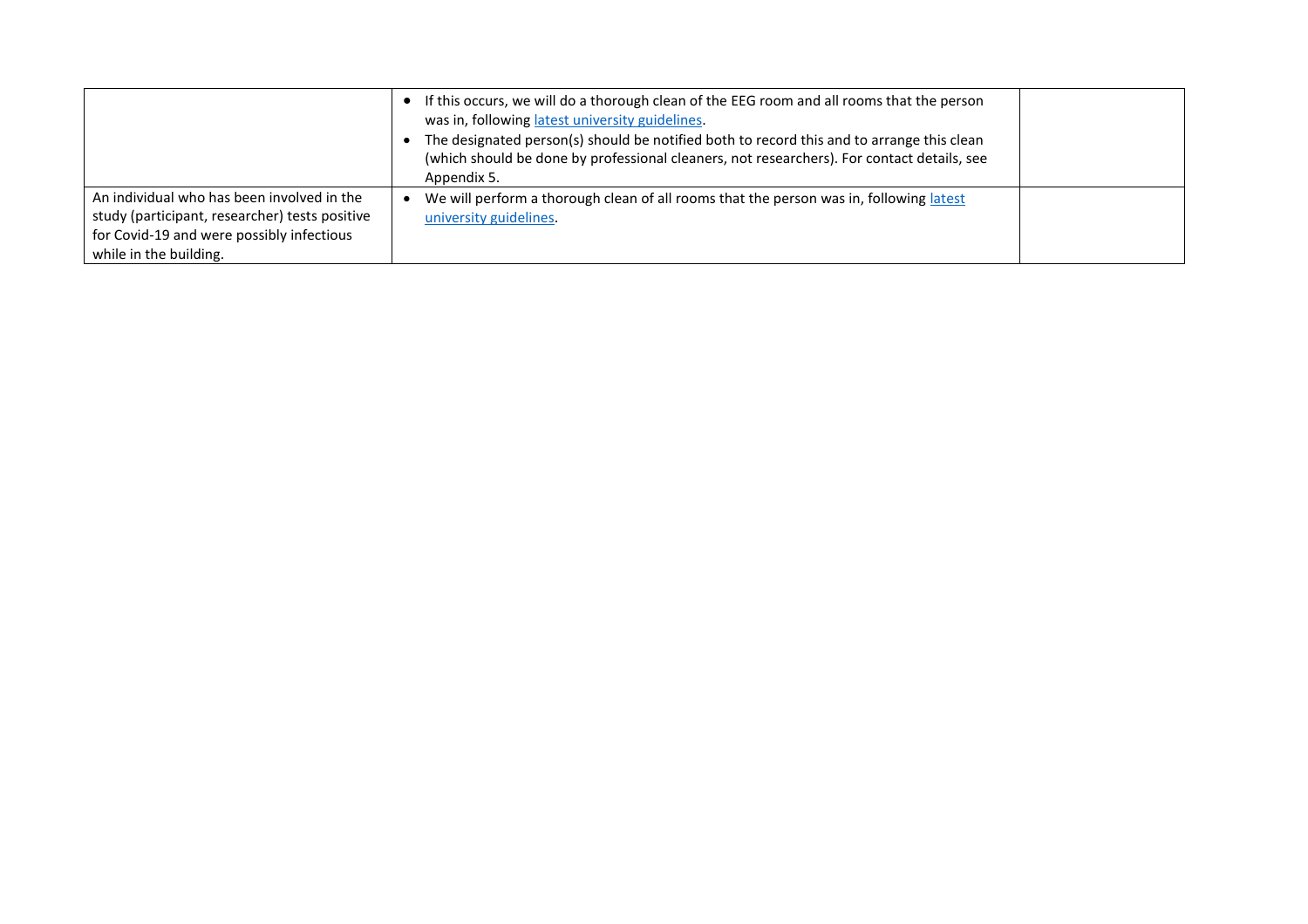| | | |
|---|---|---|
| | • If this occurs, we will do a thorough clean of the EEG room and all rooms that the person was in, following [latest university guidelines](). <br> • The designated person(s) should be notified both to record this and to arrange this clean (which should be done by professional cleaners, not researchers). For contact details, see Appendix 5. | |
| An individual who has been involved in the study (participant, researcher) tests positive for Covid-19 and were possibly infectious while in the building. | • We will perform a thorough clean of all rooms that the person was in, following [latest university guidelines](). | |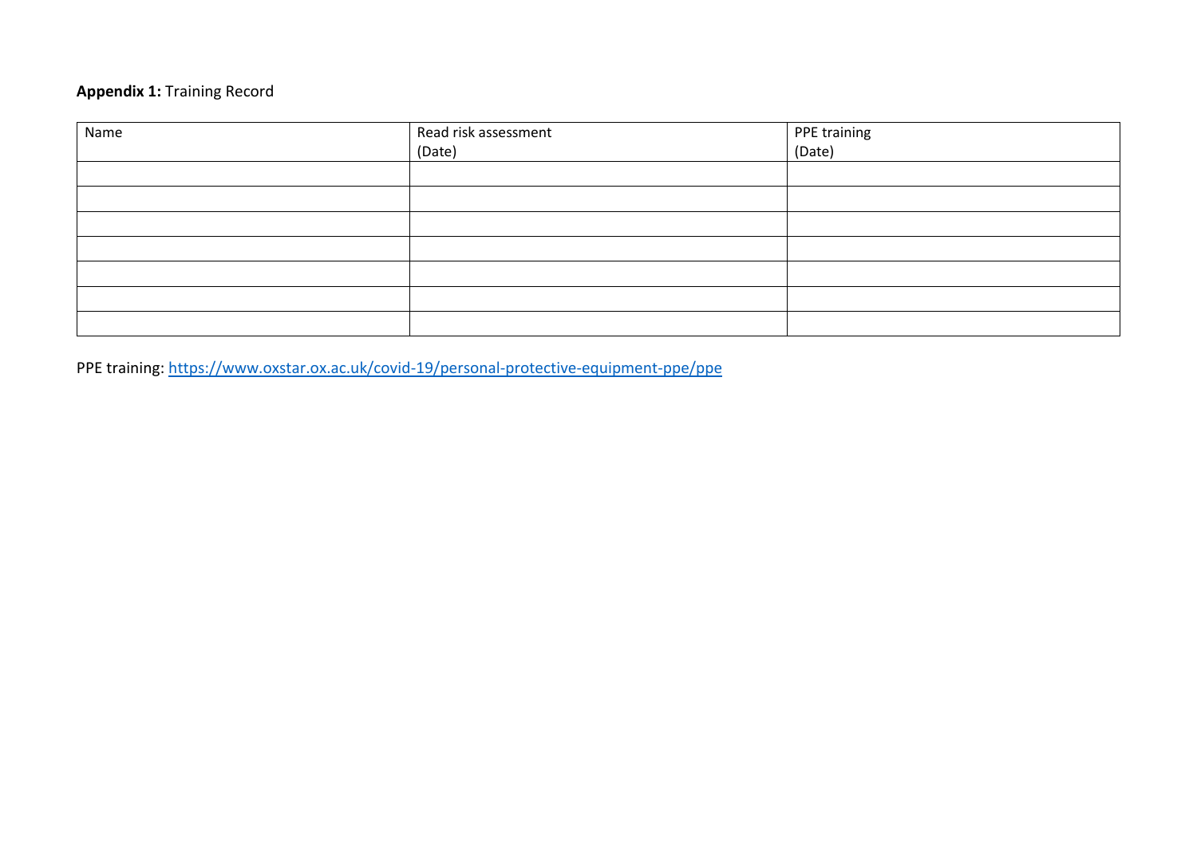**Appendix 1:** Training Record

| Name | Read risk assessment (Date) | PPE training (Date) |
| --- | --- | --- |
| | | |
| | | |
| | | |
| | | |
| | | |
| | | |
| | | |

PPE training: https://www.oxstar.ox.ac.uk/covid-19/personal-protective-equipment-ppe/ppe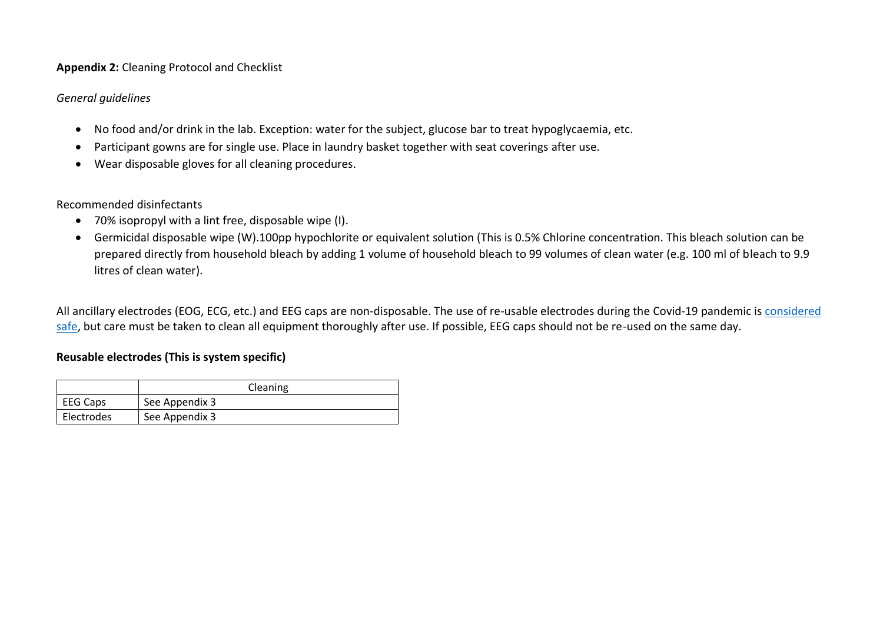**Appendix 2:** Cleaning Protocol and Checklist

*General guidelines*

- No food and/or drink in the lab. Exception: water for the subject, glucose bar to treat hypoglycaemia, etc.
- Participant gowns are for single use. Place in laundry basket together with seat coverings after use.
- Wear disposable gloves for all cleaning procedures.

Recommended disinfectants

- 70% isopropyl with a lint free, disposable wipe (I).
- Germicidal disposable wipe (W).100pp hypochlorite or equivalent solution (This is 0.5% Chlorine concentration. This bleach solution can be prepared directly from household bleach by adding 1 volume of household bleach to 99 volumes of clean water (e.g. 100 ml of bleach to 9.9 litres of clean water).

All ancillary electrodes (EOG, ECG, etc.) and EEG caps are non-disposable. The use of re-usable electrodes during the Covid-19 pandemic is considered safe, but care must be taken to clean all equipment thoroughly after use. If possible, EEG caps should not be re-used on the same day.

**Reusable electrodes (This is system specific)**

| | Cleaning |
|---|---|
| EEG Caps | See Appendix 3 |
| Electrodes | See Appendix 3 |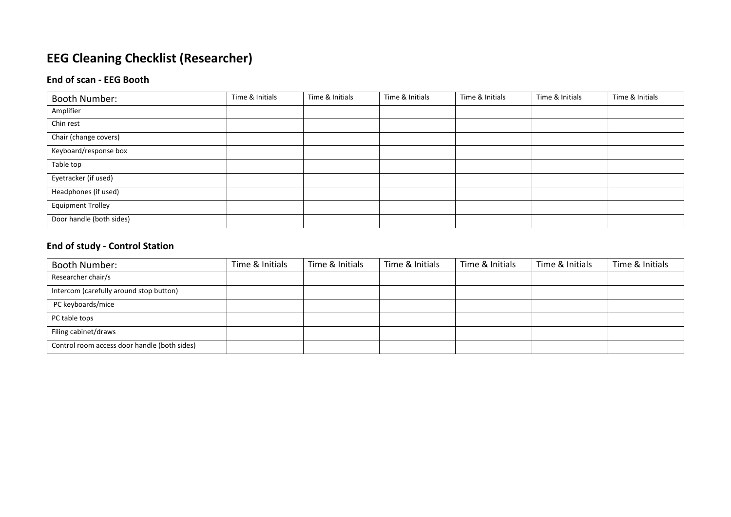# EEG Cleaning Checklist (Researcher)

### End of scan - EEG Booth

| Booth Number: | Time & Initials | Time & Initials | Time & Initials | Time & Initials | Time & Initials | Time & Initials |
|---|---|---|---|---|---|---|
| Amplifier | | | | | | |
| Chin rest | | | | | | |
| Chair (change covers) | | | | | | |
| Keyboard/response box | | | | | | |
| Table top | | | | | | |
| Eyetracker (if used) | | | | | | |
| Headphones (if used) | | | | | | |
| Equipment Trolley | | | | | | |
| Door handle (both sides) | | | | | | |

### End of study - Control Station

| Booth Number: | Time & Initials | Time & Initials | Time & Initials | Time & Initials | Time & Initials | Time & Initials |
|---|---|---|---|---|---|---|
| Researcher chair/s | | | | | | |
| Intercom (carefully around stop button) | | | | | | |
| PC keyboards/mice | | | | | | |
| PC table tops | | | | | | |
| Filing cabinet/draws | | | | | | |
| Control room access door handle (both sides) | | | | | | |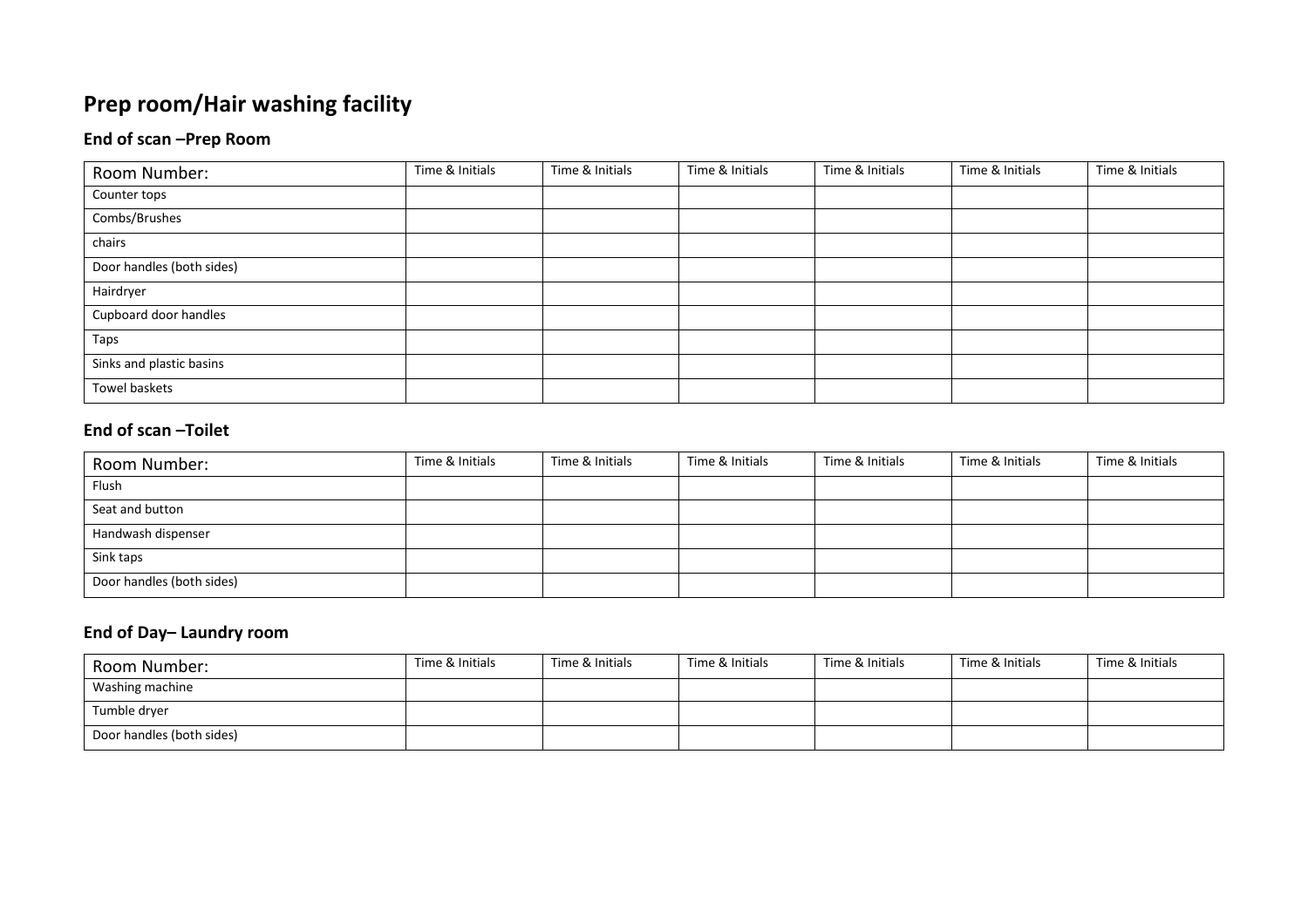# Prep room/Hair washing facility

## End of scan –Prep Room

| Room Number: | Time & Initials | Time & Initials | Time & Initials | Time & Initials | Time & Initials | Time & Initials |
|---|---|---|---|---|---|---|
| Counter tops | | | | | | |
| Combs/Brushes | | | | | | |
| chairs | | | | | | |
| Door handles (both sides) | | | | | | |
| Hairdryer | | | | | | |
| Cupboard door handles | | | | | | |
| Taps | | | | | | |
| Sinks and plastic basins | | | | | | |
| Towel baskets | | | | | | |

## End of scan –Toilet

| Room Number: | Time & Initials | Time & Initials | Time & Initials | Time & Initials | Time & Initials | Time & Initials |
|---|---|---|---|---|---|---|
| Flush | | | | | | |
| Seat and button | | | | | | |
| Handwash dispenser | | | | | | |
| Sink taps | | | | | | |
| Door handles (both sides) | | | | | | |

## End of Day– Laundry room

| Room Number: | Time & Initials | Time & Initials | Time & Initials | Time & Initials | Time & Initials | Time & Initials |
|---|---|---|---|---|---|---|
| Washing machine | | | | | | |
| Tumble dryer | | | | | | |
| Door handles (both sides) | | | | | | |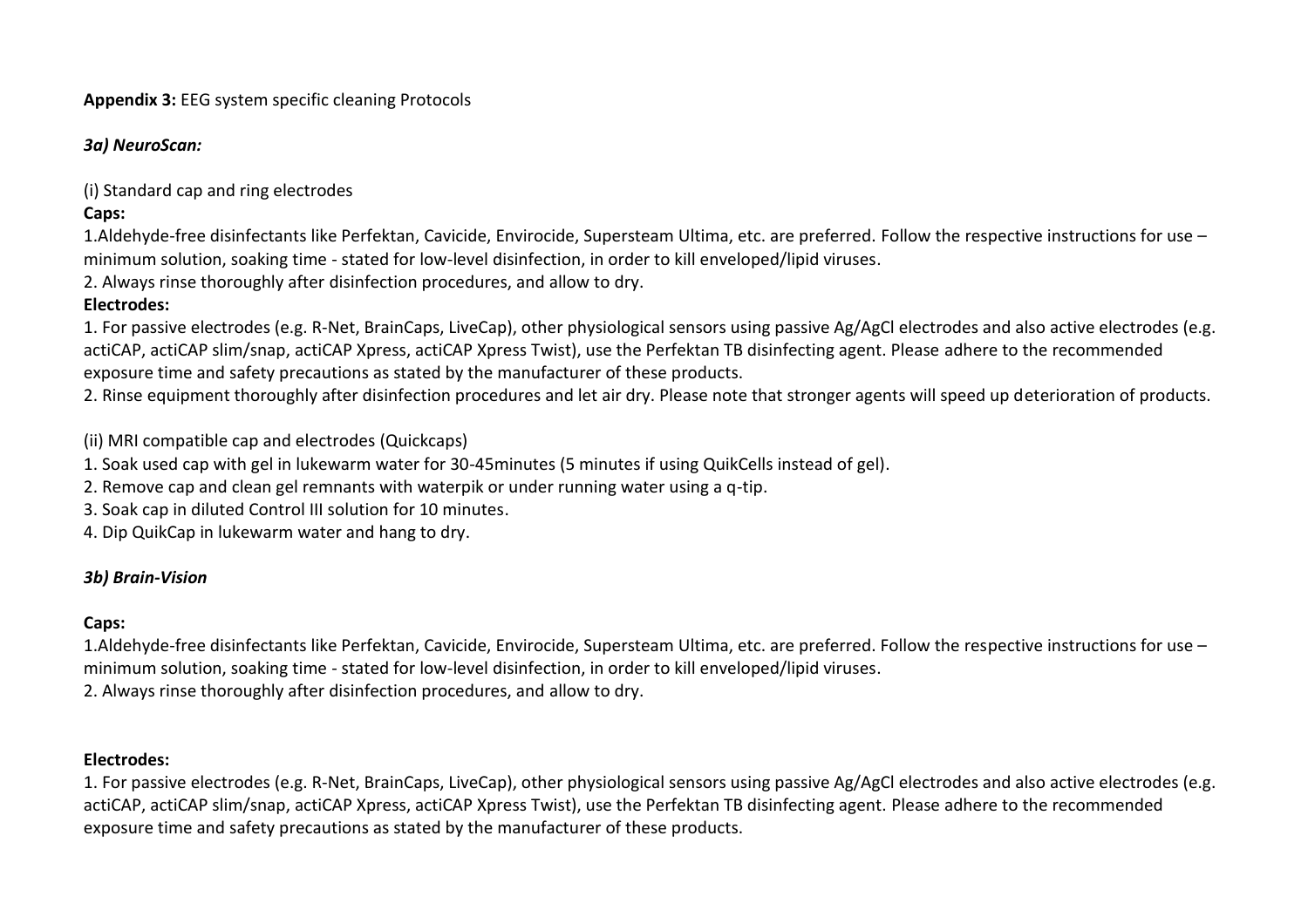**Appendix 3:** EEG system specific cleaning Protocols

### *3a) NeuroScan:*

(i) Standard cap and ring electrodes

**Caps:**

1.Aldehyde-free disinfectants like Perfektan, Cavicide, Envirocide, Supersteam Ultima, etc. are preferred. Follow the respective instructions for use – minimum solution, soaking time - stated for low-level disinfection, in order to kill enveloped/lipid viruses.

2. Always rinse thoroughly after disinfection procedures, and allow to dry.

**Electrodes:**

1. For passive electrodes (e.g. R-Net, BrainCaps, LiveCap), other physiological sensors using passive Ag/AgCl electrodes and also active electrodes (e.g. actiCAP, actiCAP slim/snap, actiCAP Xpress, actiCAP Xpress Twist), use the Perfektan TB disinfecting agent. Please adhere to the recommended exposure time and safety precautions as stated by the manufacturer of these products.
2. Rinse equipment thoroughly after disinfection procedures and let air dry. Please note that stronger agents will speed up deterioration of products.

(ii) MRI compatible cap and electrodes (Quickcaps)

1. Soak used cap with gel in lukewarm water for 30-45minutes (5 minutes if using QuikCells instead of gel).
2. Remove cap and clean gel remnants with waterpik or under running water using a q-tip.
3. Soak cap in diluted Control III solution for 10 minutes.
4. Dip QuikCap in lukewarm water and hang to dry.

### *3b) Brain-Vision*

**Caps:**

1.Aldehyde-free disinfectants like Perfektan, Cavicide, Envirocide, Supersteam Ultima, etc. are preferred. Follow the respective instructions for use – minimum solution, soaking time - stated for low-level disinfection, in order to kill enveloped/lipid viruses.

2. Always rinse thoroughly after disinfection procedures, and allow to dry.

**Electrodes:**

1. For passive electrodes (e.g. R-Net, BrainCaps, LiveCap), other physiological sensors using passive Ag/AgCl electrodes and also active electrodes (e.g. actiCAP, actiCAP slim/snap, actiCAP Xpress, actiCAP Xpress Twist), use the Perfektan TB disinfecting agent. Please adhere to the recommended exposure time and safety precautions as stated by the manufacturer of these products.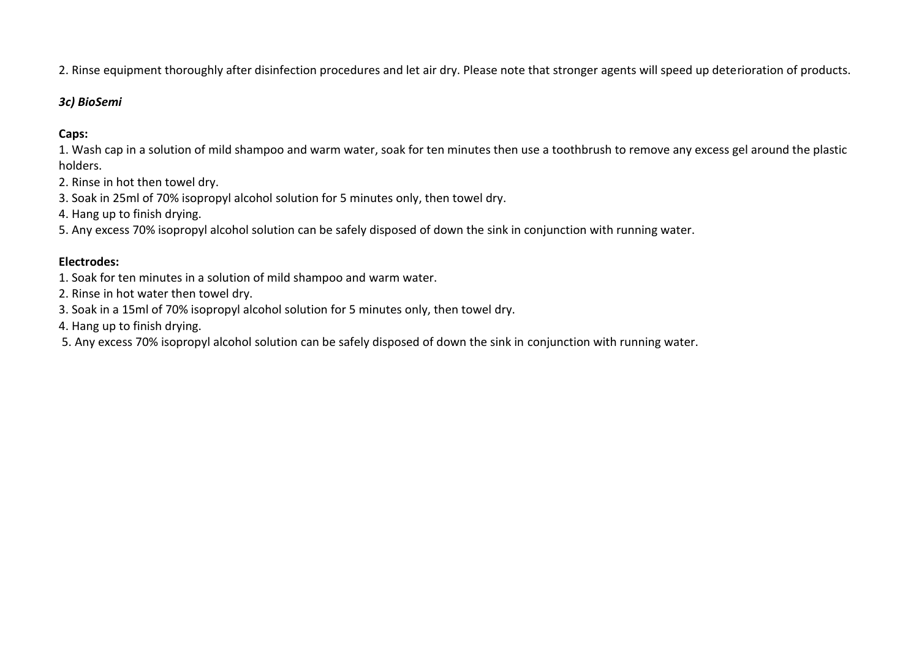2. Rinse equipment thoroughly after disinfection procedures and let air dry. Please note that stronger agents will speed up deterioration of products.

### *3c) BioSemi*

**Caps:**

1. Wash cap in a solution of mild shampoo and warm water, soak for ten minutes then use a toothbrush to remove any excess gel around the plastic holders.
2. Rinse in hot then towel dry.
3. Soak in 25ml of 70% isopropyl alcohol solution for 5 minutes only, then towel dry.
4. Hang up to finish drying.
5. Any excess 70% isopropyl alcohol solution can be safely disposed of down the sink in conjunction with running water.

**Electrodes:**

1. Soak for ten minutes in a solution of mild shampoo and warm water.
2. Rinse in hot water then towel dry.
3. Soak in a 15ml of 70% isopropyl alcohol solution for 5 minutes only, then towel dry.
4. Hang up to finish drying.
5. Any excess 70% isopropyl alcohol solution can be safely disposed of down the sink in conjunction with running water.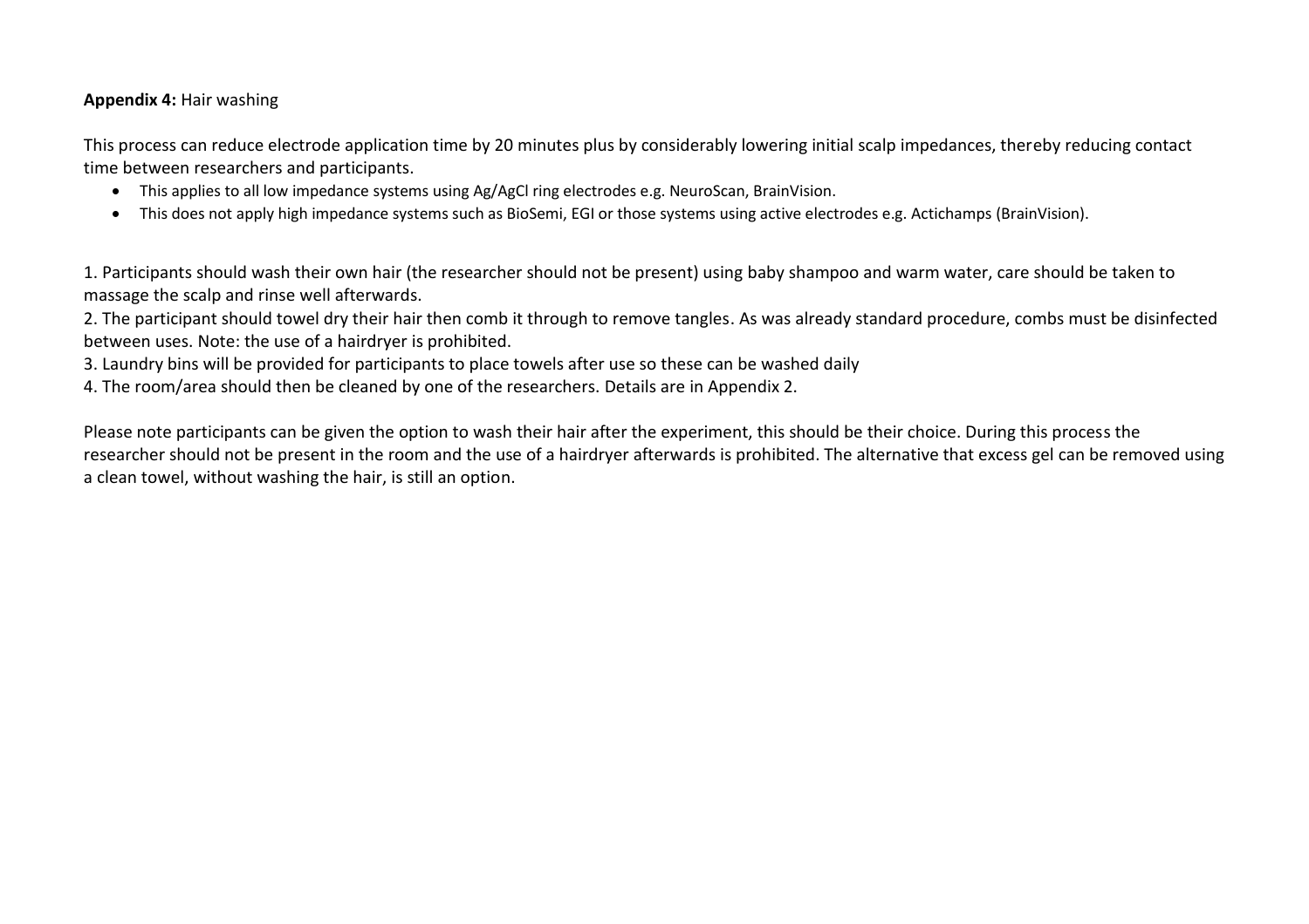**Appendix 4:** Hair washing

This process can reduce electrode application time by 20 minutes plus by considerably lowering initial scalp impedances, thereby reducing contact time between researchers and participants.

- This applies to all low impedance systems using Ag/AgCl ring electrodes e.g. NeuroScan, BrainVision.
- This does not apply high impedance systems such as BioSemi, EGI or those systems using active electrodes e.g. Actichamps (BrainVision).

1. Participants should wash their own hair (the researcher should not be present) using baby shampoo and warm water, care should be taken to massage the scalp and rinse well afterwards.
2. The participant should towel dry their hair then comb it through to remove tangles. As was already standard procedure, combs must be disinfected between uses. Note: the use of a hairdryer is prohibited.
3. Laundry bins will be provided for participants to place towels after use so these can be washed daily
4. The room/area should then be cleaned by one of the researchers. Details are in Appendix 2.

Please note participants can be given the option to wash their hair after the experiment, this should be their choice. During this process the researcher should not be present in the room and the use of a hairdryer afterwards is prohibited. The alternative that excess gel can be removed using a clean towel, without washing the hair, is still an option.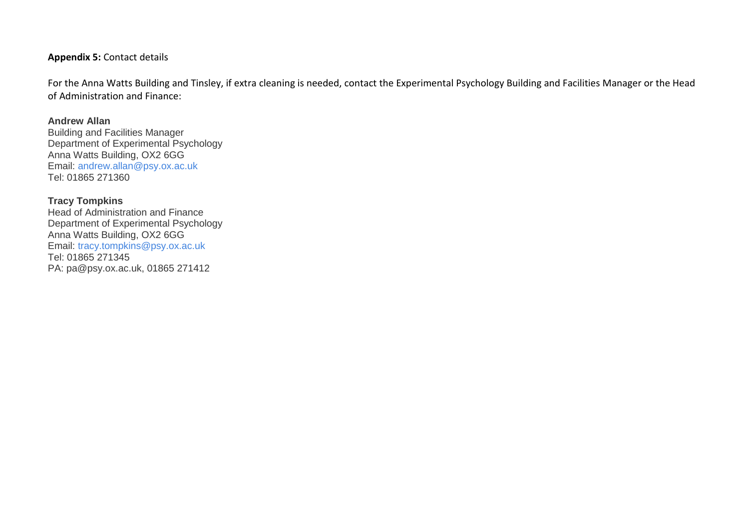**Appendix 5:** Contact details

For the Anna Watts Building and Tinsley, if extra cleaning is needed, contact the Experimental Psychology Building and Facilities Manager or the Head of Administration and Finance:

**Andrew Allan**
Building and Facilities Manager
Department of Experimental Psychology
Anna Watts Building, OX2 6GG
Email: andrew.allan@psy.ox.ac.uk
Tel: 01865 271360

**Tracy Tompkins**
Head of Administration and Finance
Department of Experimental Psychology
Anna Watts Building, OX2 6GG
Email: tracy.tompkins@psy.ox.ac.uk
Tel: 01865 271345
PA: pa@psy.ox.ac.uk, 01865 271412